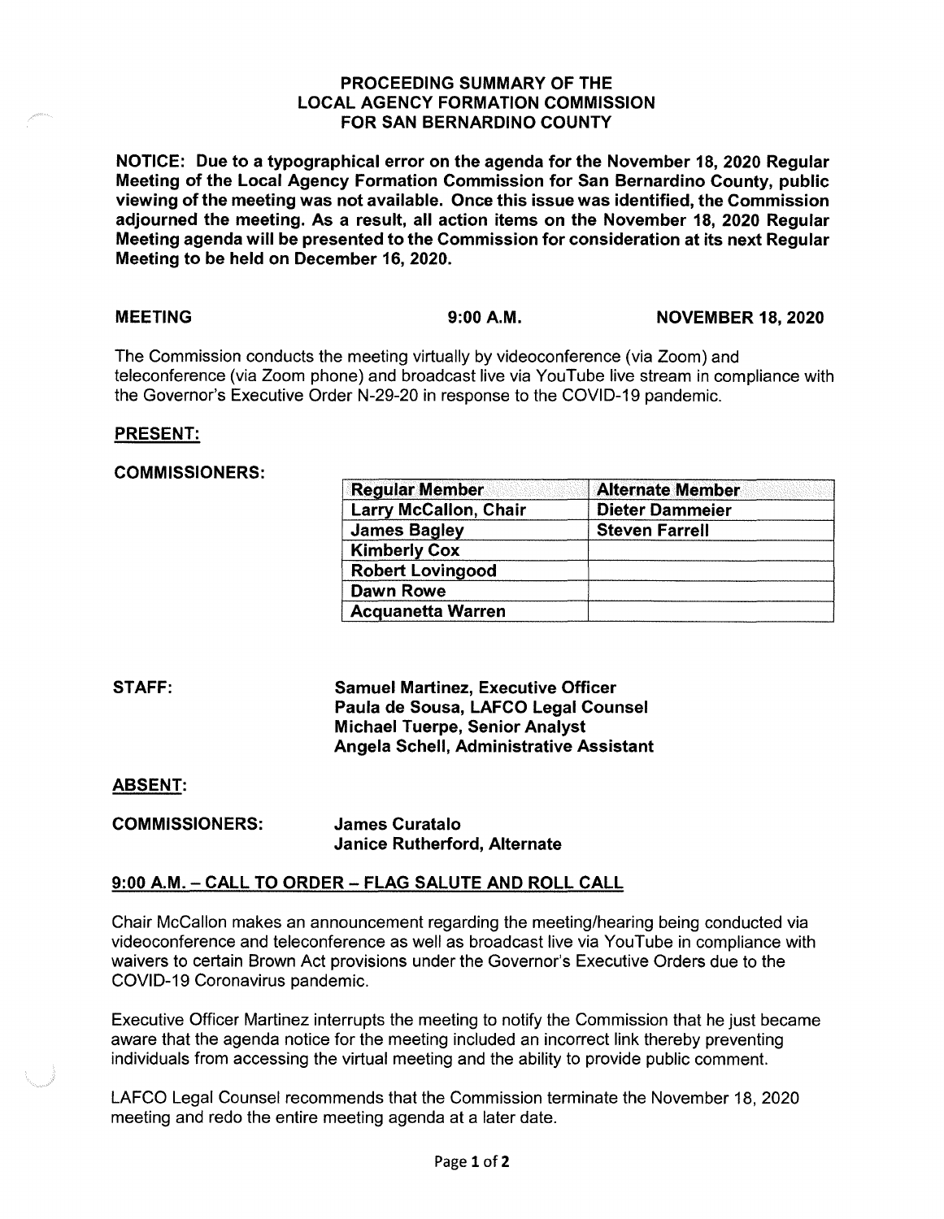# PROCEEDING SUMMARY OF THE LOCAL AGENCY FORMATION COMMISSION FOR SAN BERNARDINO COUNTY

**NOTICE: Due to a typographical error on the agenda for the November 18, 2020 Regular Meeting of the Local Agency Formation Commission for San Bernardino County, public viewing of the meeting was not available. Once this issue was identified, the Commission adjourned the meeting. As a result, all action items on the November 18, 2020 Regular Meeting agenda will be presented to the Commission for consideration at its next Regular Meeting to be held on December 16, 2020.**

**MEETING** **9:00 A.M.** **NOVEMBER 18, 2020**

The Commission conducts the meeting virtually by videoconference (via Zoom) and teleconference (via Zoom phone) and broadcast live via YouTube live stream in compliance with the Governor's Executive Order N-29-20 in response to the COVID-19 pandemic.

**PRESENT:**

**COMMISSIONERS:**

| Regular Member | Alternate Member |
|---|---|
| Larry McCallon, Chair | Dieter Dammeier |
| James Bagley | Steven Farrell |
| Kimberly Cox | |
| Robert Lovingood | |
| Dawn Rowe | |
| Acquanetta Warren | |

**STAFF:**

**Samuel Martinez, Executive Officer**
**Paula de Sousa, LAFCO Legal Counsel**
**Michael Tuerpe, Senior Analyst**
**Angela Schell, Administrative Assistant**

**ABSENT:**

**COMMISSIONERS:**

**James Curatalo**
**Janice Rutherford, Alternate**

**9:00 A.M. – CALL TO ORDER – FLAG SALUTE AND ROLL CALL**

Chair McCallon makes an announcement regarding the meeting/hearing being conducted via videoconference and teleconference as well as broadcast live via YouTube in compliance with waivers to certain Brown Act provisions under the Governor's Executive Orders due to the COVID-19 Coronavirus pandemic.

Executive Officer Martinez interrupts the meeting to notify the Commission that he just became aware that the agenda notice for the meeting included an incorrect link thereby preventing individuals from accessing the virtual meeting and the ability to provide public comment.

LAFCO Legal Counsel recommends that the Commission terminate the November 18, 2020 meeting and redo the entire meeting agenda at a later date.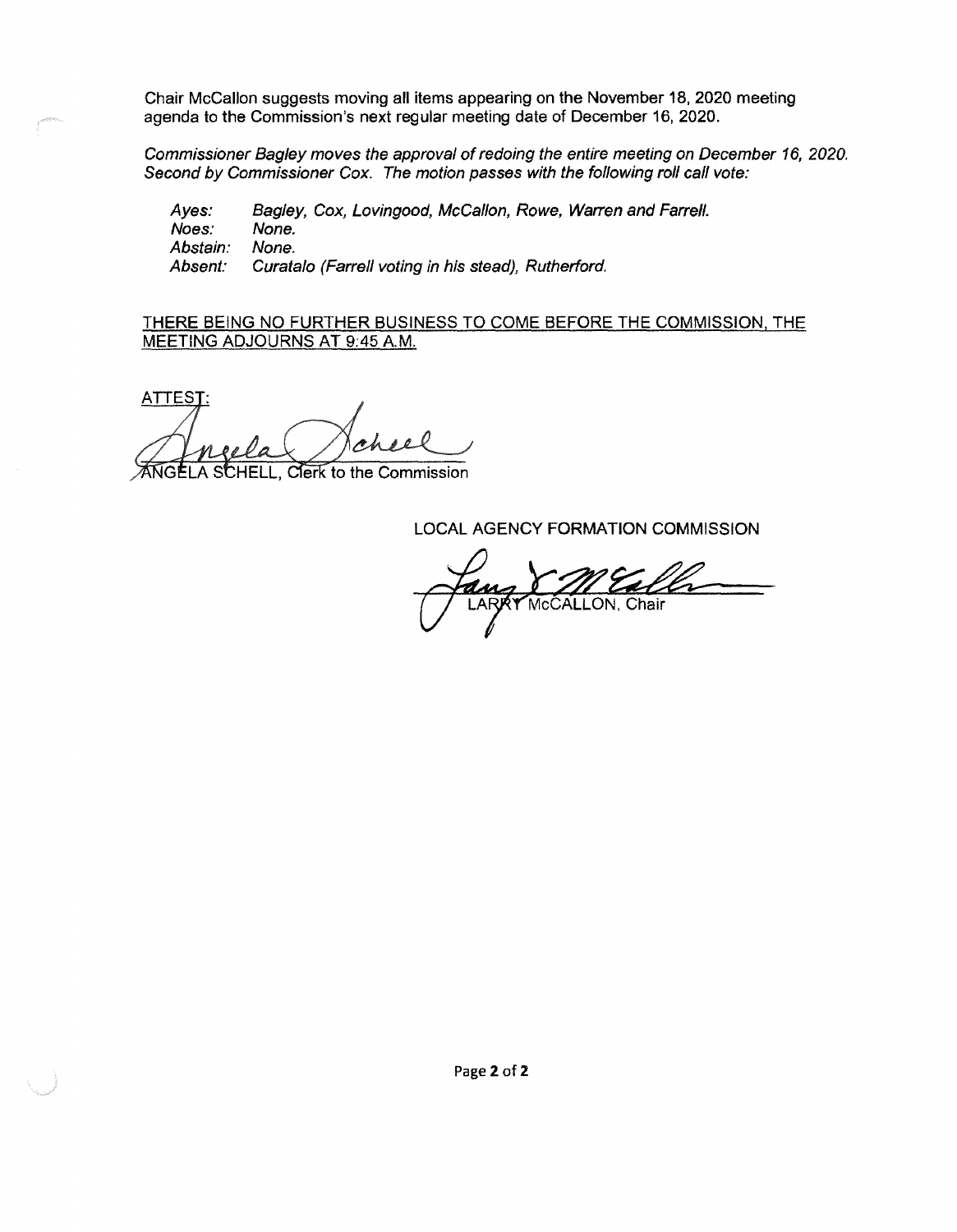Chair McCallon suggests moving all items appearing on the November 18, 2020 meeting agenda to the Commission's next regular meeting date of December 16, 2020.

*Commissioner Bagley moves the approval of redoing the entire meeting on December 16, 2020. Second by Commissioner Cox. The motion passes with the following roll call vote:*

*Ayes:* *Bagley, Cox, Lovingood, McCallon, Rowe, Warren and Farrell.*
*Noes:* *None.*
*Abstain:* *None.*
*Absent:* *Curatalo (Farrell voting in his stead), Rutherford.*

THERE BEING NO FURTHER BUSINESS TO COME BEFORE THE COMMISSION, THE MEETING ADJOURNS AT 9:45 A.M.

ATTEST:

ANGELA SCHELL, Clerk to the Commission

LOCAL AGENCY FORMATION COMMISSION

LARRY McCALLON, Chair